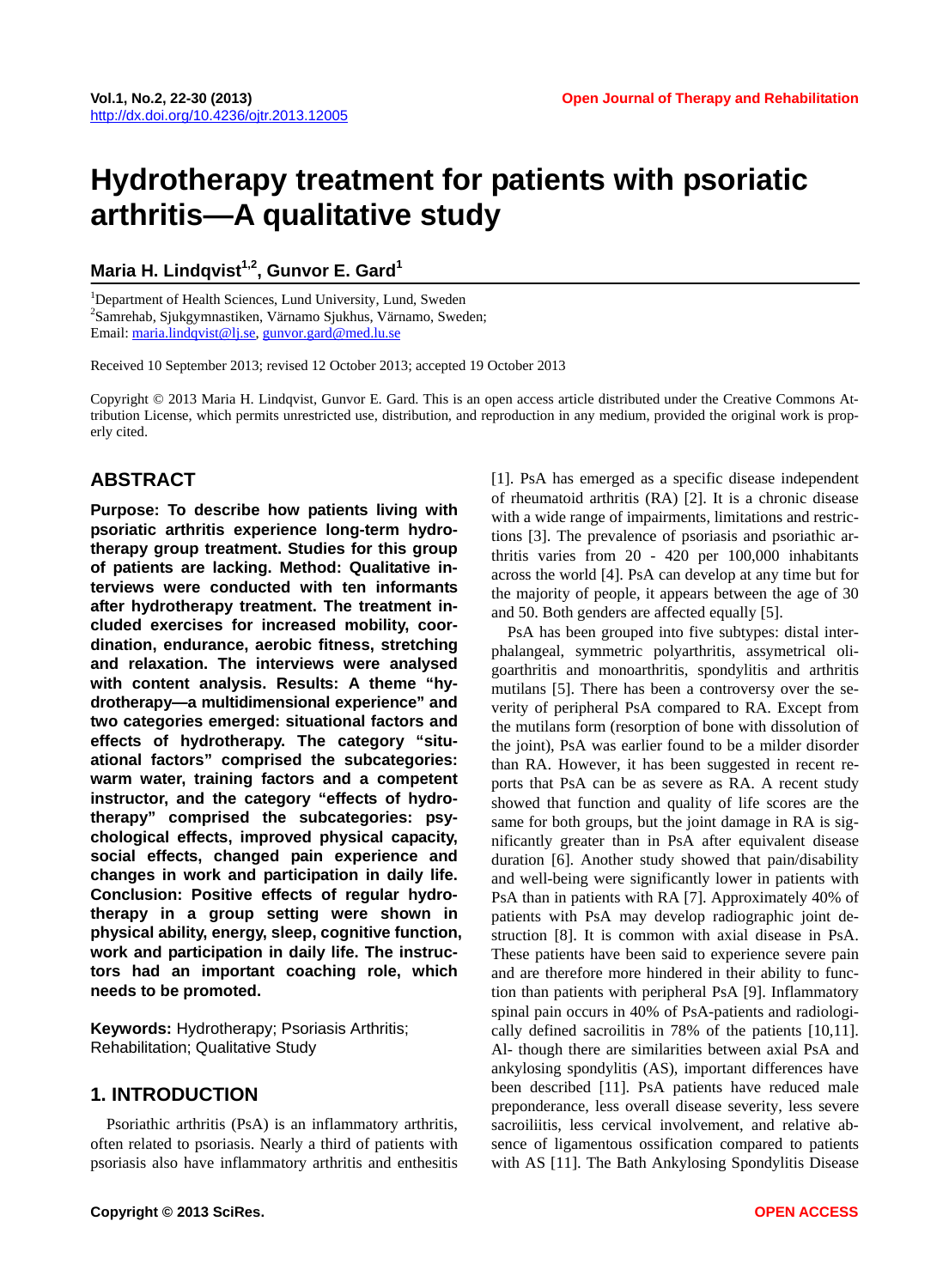Vol.1, No.2, 22-30 (2013)
http://dx.doi.org/10.4236/ojtr.2013.12005

Open Journal of Therapy and Rehabilitation

# Hydrotherapy treatment for patients with psoriatic arthritis—A qualitative study

**Maria H. Lindqvist[1,2], Gunvor E. Gard[1]**

[1]Department of Health Sciences, Lund University, Lund, Sweden
[2]Samrehab, Sjukgymnastiken, Värnamo Sjukhus, Värnamo, Sweden;
Email: maria.lindqvist@lj.se, gunvor.gard@med.lu.se

Received 10 September 2013; revised 12 October 2013; accepted 19 October 2013

Copyright © 2013 Maria H. Lindqvist, Gunvor E. Gard. This is an open access article distributed under the Creative Commons Attribution License, which permits unrestricted use, distribution, and reproduction in any medium, provided the original work is properly cited.

## ABSTRACT

**Purpose: To describe how patients living with psoriatic arthritis experience long-term hydrotherapy group treatment. Studies for this group of patients are lacking. Method: Qualitative interviews were conducted with ten informants after hydrotherapy treatment. The treatment included exercises for increased mobility, coordination, endurance, aerobic fitness, stretching and relaxation. The interviews were analysed with content analysis. Results: A theme "hydrotherapy—a multidimensional experience" and two categories emerged: situational factors and effects of hydrotherapy. The category "situational factors" comprised the subcategories: warm water, training factors and a competent instructor, and the category "effects of hydrotherapy" comprised the subcategories: psychological effects, improved physical capacity, social effects, changed pain experience and changes in work and participation in daily life. Conclusion: Positive effects of regular hydrotherapy in a group setting were shown in physical ability, energy, sleep, cognitive function, work and participation in daily life. The instructors had an important coaching role, which needs to be promoted.**

**Keywords:** Hydrotherapy; Psoriasis Arthritis; Rehabilitation; Qualitative Study

## 1. INTRODUCTION

Psoriathic arthritis (PsA) is an inflammatory arthritis, often related to psoriasis. Nearly a third of patients with psoriasis also have inflammatory arthritis and enthesitis [1]. PsA has emerged as a specific disease independent of rheumatoid arthritis (RA) [2]. It is a chronic disease with a wide range of impairments, limitations and restrictions [3]. The prevalence of psoriasis and psoriathic arthritis varies from 20 - 420 per 100,000 inhabitants across the world [4]. PsA can develop at any time but for the majority of people, it appears between the age of 30 and 50. Both genders are affected equally [5].

PsA has been grouped into five subtypes: distal interphalangeal, symmetric polyarthritis, assymetrical oligoarthritis and monoarthritis, spondylitis and arthritis mutilans [5]. There has been a controversy over the severity of peripheral PsA compared to RA. Except from the mutilans form (resorption of bone with dissolution of the joint), PsA was earlier found to be a milder disorder than RA. However, it has been suggested in recent reports that PsA can be as severe as RA. A recent study showed that function and quality of life scores are the same for both groups, but the joint damage in RA is significantly greater than in PsA after equivalent disease duration [6]. Another study showed that pain/disability and well-being were significantly lower in patients with PsA than in patients with RA [7]. Approximately 40% of patients with PsA may develop radiographic joint destruction [8]. It is common with axial disease in PsA. These patients have been said to experience severe pain and are therefore more hindered in their ability to function than patients with peripheral PsA [9]. Inflammatory spinal pain occurs in 40% of PsA-patients and radiologically defined sacroilitis in 78% of the patients [10,11]. Al- though there are similarities between axial PsA and ankylosing spondylitis (AS), important differences have been described [11]. PsA patients have reduced male preponderance, less overall disease severity, less severe sacroiliitis, less cervical involvement, and relative absence of ligamentous ossification compared to patients with AS [11]. The Bath Ankylosing Spondylitis Disease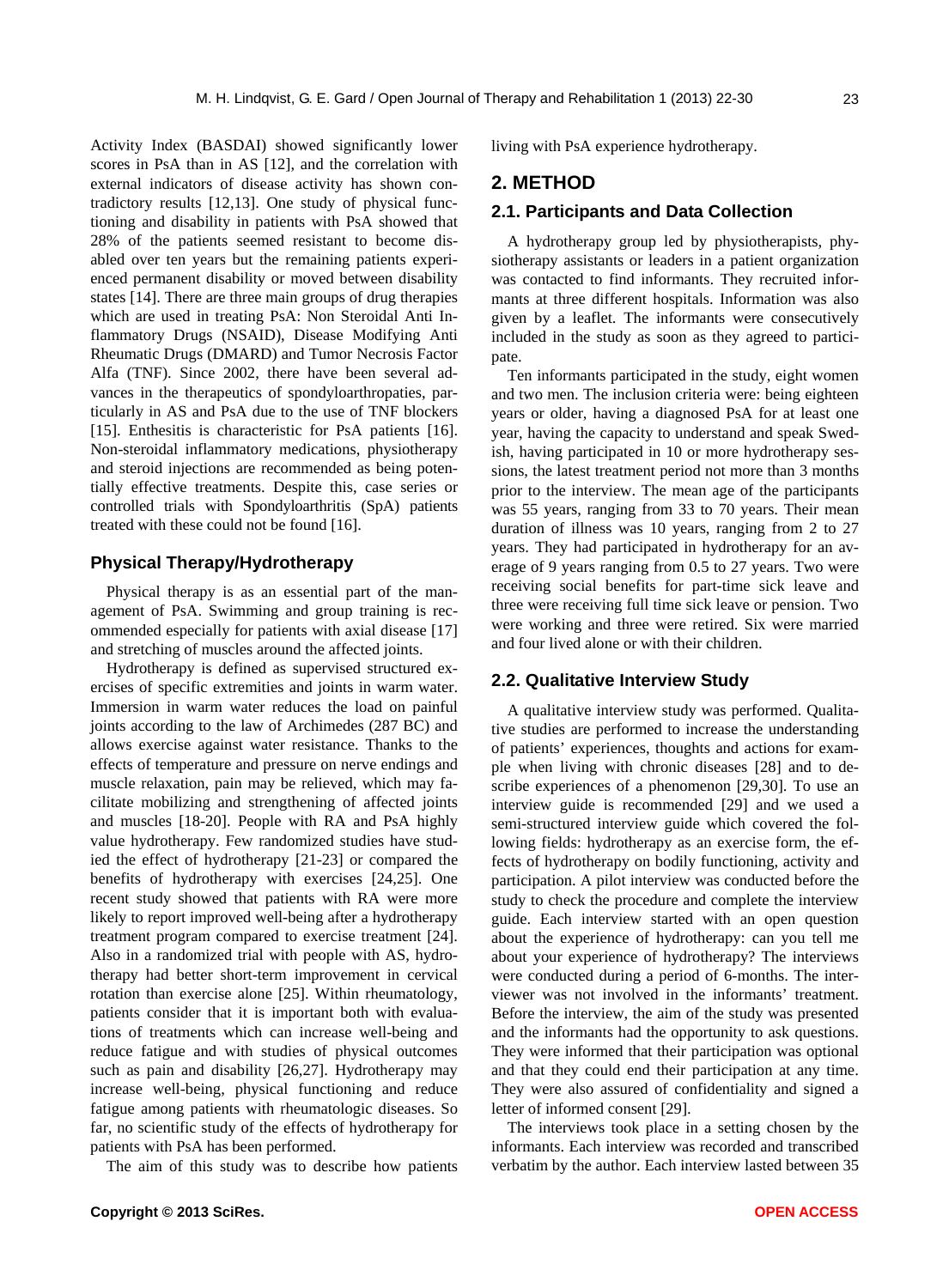Activity Index (BASDAI) showed significantly lower scores in PsA than in AS [12], and the correlation with external indicators of disease activity has shown contradictory results [12,13]. One study of physical functioning and disability in patients with PsA showed that 28% of the patients seemed resistant to become disabled over ten years but the remaining patients experienced permanent disability or moved between disability states [14]. There are three main groups of drug therapies which are used in treating PsA: Non Steroidal Anti Inflammatory Drugs (NSAID), Disease Modifying Anti Rheumatic Drugs (DMARD) and Tumor Necrosis Factor Alfa (TNF). Since 2002, there have been several advances in the therapeutics of spondyloarthropaties, particularly in AS and PsA due to the use of TNF blockers [15]. Enthesitis is characteristic for PsA patients [16]. Non-steroidal inflammatory medications, physiotherapy and steroid injections are recommended as being potentially effective treatments. Despite this, case series or controlled trials with Spondyloarthritis (SpA) patients treated with these could not be found [16].

### Physical Therapy/Hydrotherapy

Physical therapy is as an essential part of the management of PsA. Swimming and group training is recommended especially for patients with axial disease [17] and stretching of muscles around the affected joints.

Hydrotherapy is defined as supervised structured exercises of specific extremities and joints in warm water. Immersion in warm water reduces the load on painful joints according to the law of Archimedes (287 BC) and allows exercise against water resistance. Thanks to the effects of temperature and pressure on nerve endings and muscle relaxation, pain may be relieved, which may facilitate mobilizing and strengthening of affected joints and muscles [18-20]. People with RA and PsA highly value hydrotherapy. Few randomized studies have studied the effect of hydrotherapy [21-23] or compared the benefits of hydrotherapy with exercises [24,25]. One recent study showed that patients with RA were more likely to report improved well-being after a hydrotherapy treatment program compared to exercise treatment [24]. Also in a randomized trial with people with AS, hydrotherapy had better short-term improvement in cervical rotation than exercise alone [25]. Within rheumatology, patients consider that it is important both with evaluations of treatments which can increase well-being and reduce fatigue and with studies of physical outcomes such as pain and disability [26,27]. Hydrotherapy may increase well-being, physical functioning and reduce fatigue among patients with rheumatologic diseases. So far, no scientific study of the effects of hydrotherapy for patients with PsA has been performed.

The aim of this study was to describe how patients living with PsA experience hydrotherapy.

## 2. METHOD

### 2.1. Participants and Data Collection

A hydrotherapy group led by physiotherapists, physiotherapy assistants or leaders in a patient organization was contacted to find informants. They recruited informants at three different hospitals. Information was also given by a leaflet. The informants were consecutively included in the study as soon as they agreed to participate.

Ten informants participated in the study, eight women and two men. The inclusion criteria were: being eighteen years or older, having a diagnosed PsA for at least one year, having the capacity to understand and speak Swedish, having participated in 10 or more hydrotherapy sessions, the latest treatment period not more than 3 months prior to the interview. The mean age of the participants was 55 years, ranging from 33 to 70 years. Their mean duration of illness was 10 years, ranging from 2 to 27 years. They had participated in hydrotherapy for an average of 9 years ranging from 0.5 to 27 years. Two were receiving social benefits for part-time sick leave and three were receiving full time sick leave or pension. Two were working and three were retired. Six were married and four lived alone or with their children.

### 2.2. Qualitative Interview Study

A qualitative interview study was performed. Qualitative studies are performed to increase the understanding of patients' experiences, thoughts and actions for example when living with chronic diseases [28] and to describe experiences of a phenomenon [29,30]. To use an interview guide is recommended [29] and we used a semi-structured interview guide which covered the following fields: hydrotherapy as an exercise form, the effects of hydrotherapy on bodily functioning, activity and participation. A pilot interview was conducted before the study to check the procedure and complete the interview guide. Each interview started with an open question about the experience of hydrotherapy: can you tell me about your experience of hydrotherapy? The interviews were conducted during a period of 6-months. The interviewer was not involved in the informants' treatment. Before the interview, the aim of the study was presented and the informants had the opportunity to ask questions. They were informed that their participation was optional and that they could end their participation at any time. They were also assured of confidentiality and signed a letter of informed consent [29].

The interviews took place in a setting chosen by the informants. Each interview was recorded and transcribed verbatim by the author. Each interview lasted between 35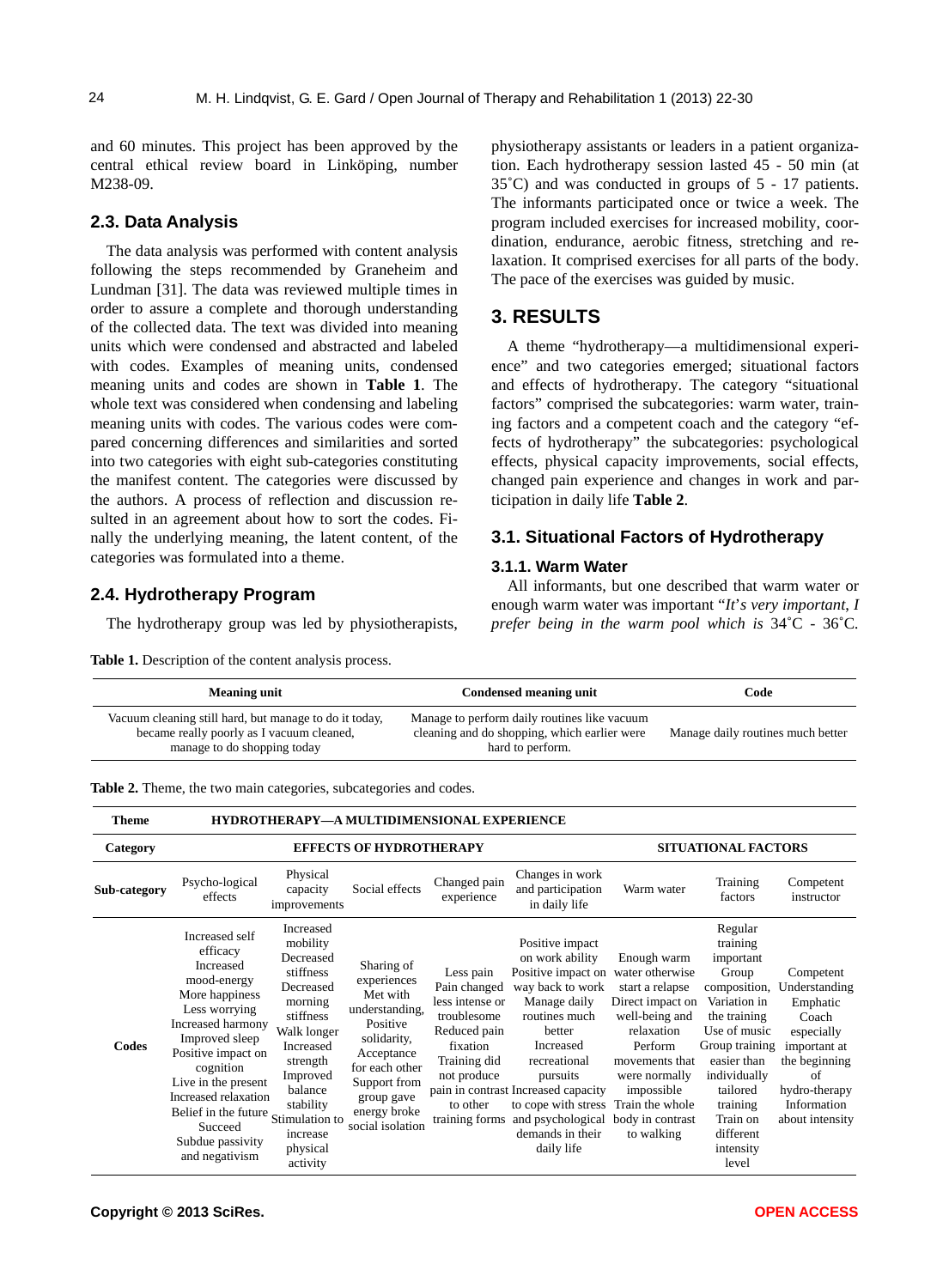and 60 minutes. This project has been approved by the central ethical review board in Linköping, number M238-09.

### 2.3. Data Analysis

The data analysis was performed with content analysis following the steps recommended by Graneheim and Lundman [31]. The data was reviewed multiple times in order to assure a complete and thorough understanding of the collected data. The text was divided into meaning units which were condensed and abstracted and labeled with codes. Examples of meaning units, condensed meaning units and codes are shown in **Table 1**. The whole text was considered when condensing and labeling meaning units with codes. The various codes were compared concerning differences and similarities and sorted into two categories with eight sub-categories constituting the manifest content. The categories were discussed by the authors. A process of reflection and discussion resulted in an agreement about how to sort the codes. Finally the underlying meaning, the latent content, of the categories was formulated into a theme.

### 2.4. Hydrotherapy Program

The hydrotherapy group was led by physiotherapists, physiotherapy assistants or leaders in a patient organization. Each hydrotherapy session lasted 45 - 50 min (at 35˚C) and was conducted in groups of 5 - 17 patients. The informants participated once or twice a week. The program included exercises for increased mobility, coordination, endurance, aerobic fitness, stretching and relaxation. It comprised exercises for all parts of the body. The pace of the exercises was guided by music.

## 3. RESULTS

A theme "hydrotherapy—a multidimensional experience" and two categories emerged; situational factors and effects of hydrotherapy. The category "situational factors" comprised the subcategories: warm water, training factors and a competent coach and the category "effects of hydrotherapy" the subcategories: psychological effects, physical capacity improvements, social effects, changed pain experience and changes in work and participation in daily life **Table 2**.

### 3.1. Situational Factors of Hydrotherapy

#### 3.1.1. Warm Water

All informants, but one described that warm water or enough warm water was important "*It's very important, I prefer being in the warm pool which is* 34˚C - 36˚C.

**Table 1.** Description of the content analysis process.

| Meaning unit | Condensed meaning unit | Code |
|---|---|---|
| Vacuum cleaning still hard, but manage to do it today, became really poorly as I vacuum cleaned, manage to do shopping today | Manage to perform daily routines like vacuum cleaning and do shopping, which earlier were hard to perform. | Manage daily routines much better |

**Table 2.** Theme, the two main categories, subcategories and codes.

| Theme | HYDROTHERAPY—A MULTIDIMENSIONAL EXPERIENCE | | | | | | | |
|---|---|---|---|---|---|---|---|---|
| Category | EFFECTS OF HYDROTHERAPY | | | | | SITUATIONAL FACTORS | | |
| Sub-category | Psycho-logical effects | Physical capacity improvements | Social effects | Changed pain experience | Changes in work and participation in daily life | Warm water | Training factors | Competent instructor |
| Codes | Increased self efficacy<br>Increased mood-energy<br>More happiness<br>Less worrying<br>Increased harmony<br>Improved sleep<br>Positive impact on cognition<br>Live in the present<br>Increased relaxation<br>Belief in the future<br>Succeed<br>Subdue passivity and negativism | Increased mobility<br>Decreased stiffness<br>Decreased morning stiffness<br>Walk longer<br>Increased strength<br>Improved balance stability<br>Stimulation to increase physical activity | Sharing of experiences<br>Met with understanding,<br>Positive solidarity,<br>Acceptance for each other<br>Support from group gave energy broke social isolation | Less pain<br>Pain changed less intense or troublesome<br>Reduced pain fixation<br>Training did not produce pain in contrast to other training forms | Positive impact on work ability<br>Positive impact on way back to work<br>Manage daily routines much better<br>Increased recreational pursuits<br>Increased capacity to cope with stress and psychological demands in their daily life | Enough warm water otherwise start a relapse<br>Direct impact on well-being and relaxation<br>Perform movements that were normally impossible<br>Train the whole body in contrast to walking | Regular training important<br>Group composition,<br>Variation in the training<br>Use of music<br>Group training easier than individually tailored training<br>Train on different intensity level | Competent<br>Understanding<br>Emphatic Coach<br>especially important at the beginning of hydro-therapy<br>Information about intensity |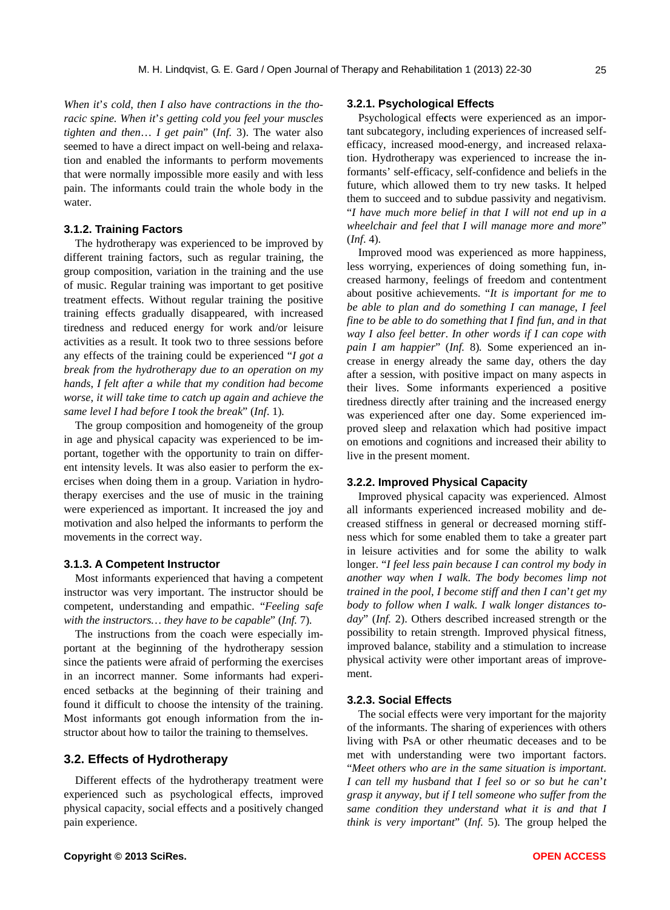*When it's cold, then I also have contractions in the thoracic spine. When it's getting cold you feel your muscles tighten and then… I get pain*" (*Inf.* 3). The water also seemed to have a direct impact on well-being and relaxation and enabled the informants to perform movements that were normally impossible more easily and with less pain. The informants could train the whole body in the water.

### 3.1.2. Training Factors

The hydrotherapy was experienced to be improved by different training factors, such as regular training, the group composition, variation in the training and the use of music. Regular training was important to get positive treatment effects. Without regular training the positive training effects gradually disappeared, with increased tiredness and reduced energy for work and/or leisure activities as a result. It took two to three sessions before any effects of the training could be experienced "*I got a break from the hydrotherapy due to an operation on my hands, I felt after a while that my condition had become worse, it will take time to catch up again and achieve the same level I had before I took the break*" (*Inf.* 1).

The group composition and homogeneity of the group in age and physical capacity was experienced to be important, together with the opportunity to train on different intensity levels. It was also easier to perform the exercises when doing them in a group. Variation in hydrotherapy exercises and the use of music in the training were experienced as important. It increased the joy and motivation and also helped the informants to perform the movements in the correct way.

### 3.1.3. A Competent Instructor

Most informants experienced that having a competent instructor was very important. The instructor should be competent, understanding and empathic. "*Feeling safe with the instructors… they have to be capable*" (*Inf.* 7).

The instructions from the coach were especially important at the beginning of the hydrotherapy session since the patients were afraid of performing the exercises in an incorrect manner. Some informants had experienced setbacks at the beginning of their training and found it difficult to choose the intensity of the training. Most informants got enough information from the instructor about how to tailor the training to themselves.

## 3.2. Effects of Hydrotherapy

Different effects of the hydrotherapy treatment were experienced such as psychological effects, improved physical capacity, social effects and a positively changed pain experience.

### 3.2.1. Psychological Effects

Psychological effects were experienced as an important subcategory, including experiences of increased self-efficacy, increased mood-energy, and increased relaxation. Hydrotherapy was experienced to increase the informants' self-efficacy, self-confidence and beliefs in the future, which allowed them to try new tasks. It helped them to succeed and to subdue passivity and negativism. "*I have much more belief in that I will not end up in a wheelchair and feel that I will manage more and more*" (*Inf.* 4).

Improved mood was experienced as more happiness, less worrying, experiences of doing something fun, increased harmony, feelings of freedom and contentment about positive achievements. "*It is important for me to be able to plan and do something I can manage, I feel fine to be able to do something that I find fun, and in that way I also feel better. In other words if I can cope with pain I am happier*" (*Inf.* 8). Some experienced an increase in energy already the same day, others the day after a session, with positive impact on many aspects in their lives. Some informants experienced a positive tiredness directly after training and the increased energy was experienced after one day. Some experienced improved sleep and relaxation which had positive impact on emotions and cognitions and increased their ability to live in the present moment.

### 3.2.2. Improved Physical Capacity

Improved physical capacity was experienced. Almost all informants experienced increased mobility and decreased stiffness in general or decreased morning stiffness which for some enabled them to take a greater part in leisure activities and for some the ability to walk longer. "*I feel less pain because I can control my body in another way when I walk. The body becomes limp not trained in the pool, I become stiff and then I can't get my body to follow when I walk. I walk longer distances today*" (*Inf.* 2). Others described increased strength or the possibility to retain strength. Improved physical fitness, improved balance, stability and a stimulation to increase physical activity were other important areas of improvement.

### 3.2.3. Social Effects

The social effects were very important for the majority of the informants. The sharing of experiences with others living with PsA or other rheumatic deceases and to be met with understanding were two important factors. "*Meet others who are in the same situation is important. I can tell my husband that I feel so or so but he can't grasp it anyway, but if I tell someone who suffer from the same condition they understand what it is and that I think is very important*" (*Inf.* 5). The group helped the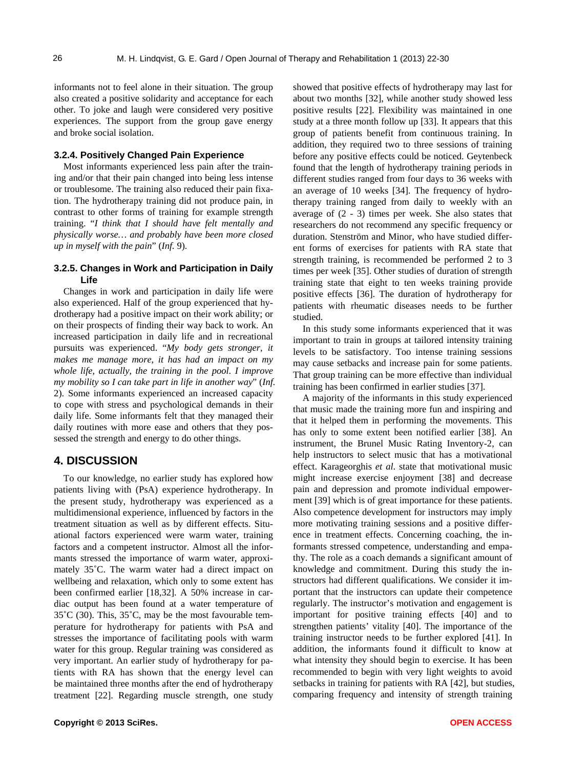informants not to feel alone in their situation. The group also created a positive solidarity and acceptance for each other. To joke and laugh were considered very positive experiences. The support from the group gave energy and broke social isolation.

#### 3.2.4. Positively Changed Pain Experience

Most informants experienced less pain after the training and/or that their pain changed into being less intense or troublesome. The training also reduced their pain fixation. The hydrotherapy training did not produce pain, in contrast to other forms of training for example strength training. "*I think that I should have felt mentally and physically worse… and probably have been more closed up in myself with the pain*" (*Inf.* 9).

#### 3.2.5. Changes in Work and Participation in Daily Life

Changes in work and participation in daily life were also experienced. Half of the group experienced that hydrotherapy had a positive impact on their work ability; or on their prospects of finding their way back to work. An increased participation in daily life and in recreational pursuits was experienced. "*My body gets stronger, it makes me manage more, it has had an impact on my whole life, actually, the training in the pool. I improve my mobility so I can take part in life in another way*" (*Inf.* 2). Some informants experienced an increased capacity to cope with stress and psychological demands in their daily life. Some informants felt that they managed their daily routines with more ease and others that they possessed the strength and energy to do other things.

## 4. DISCUSSION

To our knowledge, no earlier study has explored how patients living with (PsA) experience hydrotherapy. In the present study, hydrotherapy was experienced as a multidimensional experience, influenced by factors in the treatment situation as well as by different effects. Situational factors experienced were warm water, training factors and a competent instructor. Almost all the informants stressed the importance of warm water, approximately 35˚C. The warm water had a direct impact on wellbeing and relaxation, which only to some extent has been confirmed earlier [18,32]. A 50% increase in cardiac output has been found at a water temperature of 35˚C (30). This, 35˚C, may be the most favourable temperature for hydrotherapy for patients with PsA and stresses the importance of facilitating pools with warm water for this group. Regular training was considered as very important. An earlier study of hydrotherapy for patients with RA has shown that the energy level can be maintained three months after the end of hydrotherapy treatment [22]. Regarding muscle strength, one study showed that positive effects of hydrotherapy may last for about two months [32], while another study showed less positive results [22]. Flexibility was maintained in one study at a three month follow up [33]. It appears that this group of patients benefit from continuous training. In addition, they required two to three sessions of training before any positive effects could be noticed. Geytenbeck found that the length of hydrotherapy training periods in different studies ranged from four days to 36 weeks with an average of 10 weeks [34]. The frequency of hydrotherapy training ranged from daily to weekly with an average of (2 - 3) times per week. She also states that researchers do not recommend any specific frequency or duration. Stenström and Minor, who have studied different forms of exercises for patients with RA state that strength training, is recommended be performed 2 to 3 times per week [35]. Other studies of duration of strength training state that eight to ten weeks training provide positive effects [36]. The duration of hydrotherapy for patients with rheumatic diseases needs to be further studied.

In this study some informants experienced that it was important to train in groups at tailored intensity training levels to be satisfactory. Too intense training sessions may cause setbacks and increase pain for some patients. That group training can be more effective than individual training has been confirmed in earlier studies [37].

A majority of the informants in this study experienced that music made the training more fun and inspiring and that it helped them in performing the movements. This has only to some extent been notified earlier [38]. An instrument, the Brunel Music Rating Inventory-2, can help instructors to select music that has a motivational effect. Karageorghis *et al*. state that motivational music might increase exercise enjoyment [38] and decrease pain and depression and promote individual empowerment [39] which is of great importance for these patients. Also competence development for instructors may imply more motivating training sessions and a positive difference in treatment effects. Concerning coaching, the informants stressed competence, understanding and empathy. The role as a coach demands a significant amount of knowledge and commitment. During this study the instructors had different qualifications. We consider it important that the instructors can update their competence regularly. The instructor's motivation and engagement is important for positive training effects [40] and to strengthen patients' vitality [40]. The importance of the training instructor needs to be further explored [41]. In addition, the informants found it difficult to know at what intensity they should begin to exercise. It has been recommended to begin with very light weights to avoid setbacks in training for patients with RA [42], but studies, comparing frequency and intensity of strength training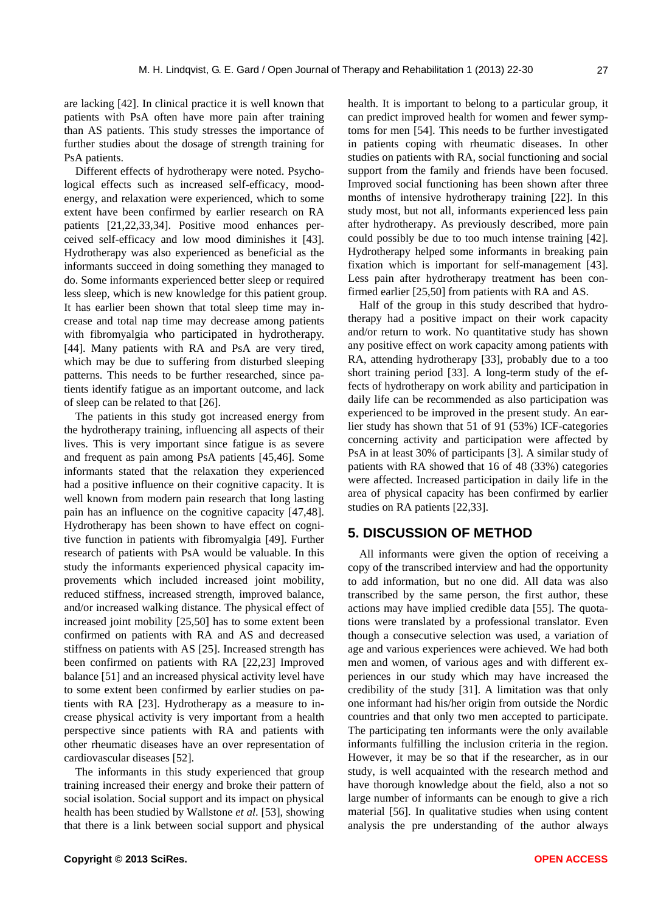are lacking [42]. In clinical practice it is well known that patients with PsA often have more pain after training than AS patients. This study stresses the importance of further studies about the dosage of strength training for PsA patients.

Different effects of hydrotherapy were noted. Psychological effects such as increased self-efficacy, mood-energy, and relaxation were experienced, which to some extent have been confirmed by earlier research on RA patients [21,22,33,34]. Positive mood enhances perceived self-efficacy and low mood diminishes it [43]. Hydrotherapy was also experienced as beneficial as the informants succeed in doing something they managed to do. Some informants experienced better sleep or required less sleep, which is new knowledge for this patient group. It has earlier been shown that total sleep time may increase and total nap time may decrease among patients with fibromyalgia who participated in hydrotherapy. [44]. Many patients with RA and PsA are very tired, which may be due to suffering from disturbed sleeping patterns. This needs to be further researched, since patients identify fatigue as an important outcome, and lack of sleep can be related to that [26].

The patients in this study got increased energy from the hydrotherapy training, influencing all aspects of their lives. This is very important since fatigue is as severe and frequent as pain among PsA patients [45,46]. Some informants stated that the relaxation they experienced had a positive influence on their cognitive capacity. It is well known from modern pain research that long lasting pain has an influence on the cognitive capacity [47,48]. Hydrotherapy has been shown to have effect on cognitive function in patients with fibromyalgia [49]. Further research of patients with PsA would be valuable. In this study the informants experienced physical capacity improvements which included increased joint mobility, reduced stiffness, increased strength, improved balance, and/or increased walking distance. The physical effect of increased joint mobility [25,50] has to some extent been confirmed on patients with RA and AS and decreased stiffness on patients with AS [25]. Increased strength has been confirmed on patients with RA [22,23] Improved balance [51] and an increased physical activity level have to some extent been confirmed by earlier studies on patients with RA [23]. Hydrotherapy as a measure to increase physical activity is very important from a health perspective since patients with RA and patients with other rheumatic diseases have an over representation of cardiovascular diseases [52].

The informants in this study experienced that group training increased their energy and broke their pattern of social isolation. Social support and its impact on physical health has been studied by Wallstone *et al.* [53], showing that there is a link between social support and physical health. It is important to belong to a particular group, it can predict improved health for women and fewer symptoms for men [54]. This needs to be further investigated in patients coping with rheumatic diseases. In other studies on patients with RA, social functioning and social support from the family and friends have been focused. Improved social functioning has been shown after three months of intensive hydrotherapy training [22]. In this study most, but not all, informants experienced less pain after hydrotherapy. As previously described, more pain could possibly be due to too much intense training [42]. Hydrotherapy helped some informants in breaking pain fixation which is important for self-management [43]. Less pain after hydrotherapy treatment has been confirmed earlier [25,50] from patients with RA and AS.

Half of the group in this study described that hydrotherapy had a positive impact on their work capacity and/or return to work. No quantitative study has shown any positive effect on work capacity among patients with RA, attending hydrotherapy [33], probably due to a too short training period [33]. A long-term study of the effects of hydrotherapy on work ability and participation in daily life can be recommended as also participation was experienced to be improved in the present study. An earlier study has shown that 51 of 91 (53%) ICF-categories concerning activity and participation were affected by PsA in at least 30% of participants [3]. A similar study of patients with RA showed that 16 of 48 (33%) categories were affected. Increased participation in daily life in the area of physical capacity has been confirmed by earlier studies on RA patients [22,33].

## 5. DISCUSSION OF METHOD

All informants were given the option of receiving a copy of the transcribed interview and had the opportunity to add information, but no one did. All data was also transcribed by the same person, the first author, these actions may have implied credible data [55]. The quotations were translated by a professional translator. Even though a consecutive selection was used, a variation of age and various experiences were achieved. We had both men and women, of various ages and with different experiences in our study which may have increased the credibility of the study [31]. A limitation was that only one informant had his/her origin from outside the Nordic countries and that only two men accepted to participate. The participating ten informants were the only available informants fulfilling the inclusion criteria in the region. However, it may be so that if the researcher, as in our study, is well acquainted with the research method and have thorough knowledge about the field, also a not so large number of informants can be enough to give a rich material [56]. In qualitative studies when using content analysis the pre understanding of the author always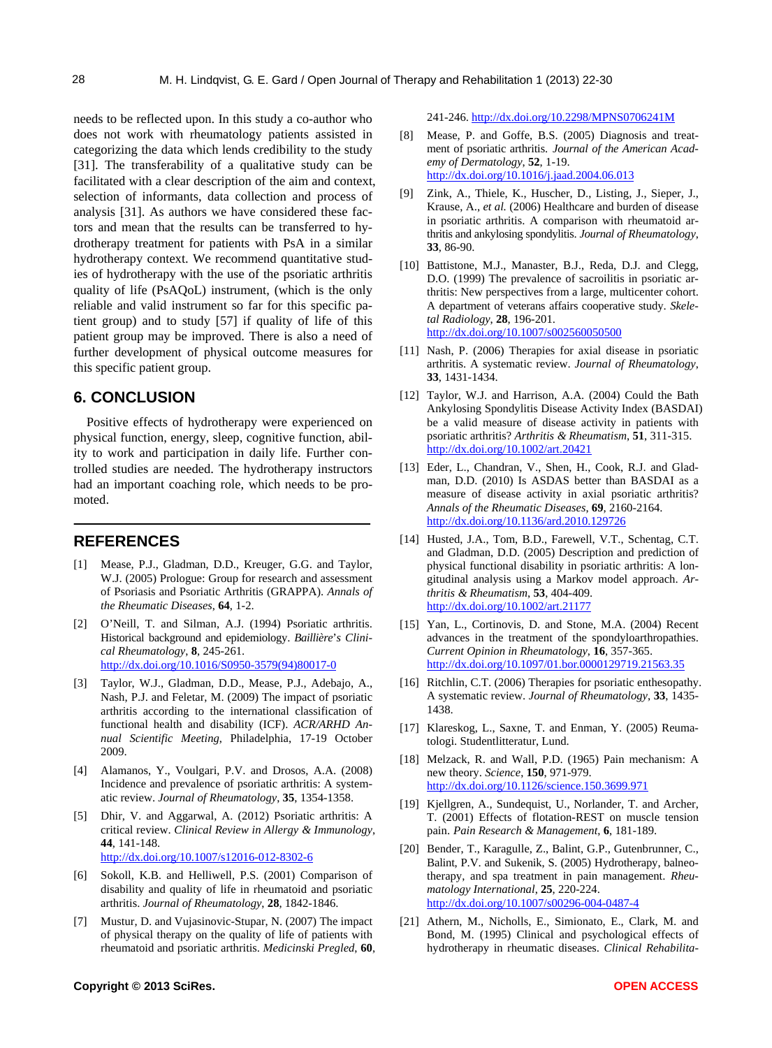needs to be reflected upon. In this study a co-author who does not work with rheumatology patients assisted in categorizing the data which lends credibility to the study [31]. The transferability of a qualitative study can be facilitated with a clear description of the aim and context, selection of informants, data collection and process of analysis [31]. As authors we have considered these factors and mean that the results can be transferred to hydrotherapy treatment for patients with PsA in a similar hydrotherapy context. We recommend quantitative studies of hydrotherapy with the use of the psoriatic arthritis quality of life (PsAQoL) instrument, (which is the only reliable and valid instrument so far for this specific patient group) and to study [57] if quality of life of this patient group may be improved. There is also a need of further development of physical outcome measures for this specific patient group.

## 6. CONCLUSION

Positive effects of hydrotherapy were experienced on physical function, energy, sleep, cognitive function, ability to work and participation in daily life. Further controlled studies are needed. The hydrotherapy instructors had an important coaching role, which needs to be promoted.

## REFERENCES

[1] Mease, P.J., Gladman, D.D., Kreuger, G.G. and Taylor, W.J. (2005) Prologue: Group for research and assessment of Psoriasis and Psoriatic Arthritis (GRAPPA). *Annals of the Rheumatic Diseases*, **64**, 1-2.

[2] O'Neill, T. and Silman, A.J. (1994) Psoriatic arthritis. Historical background and epidemiology. *Baillière's Clinical Rheumatology*, **8**, 245-261. http://dx.doi.org/10.1016/S0950-3579(94)80017-0

[3] Taylor, W.J., Gladman, D.D., Mease, P.J., Adebajo, A., Nash, P.J. and Feletar, M. (2009) The impact of psoriatic arthritis according to the international classification of functional health and disability (ICF). *ACR/ARHD Annual Scientific Meeting*, Philadelphia, 17-19 October 2009.

[4] Alamanos, Y., Voulgari, P.V. and Drosos, A.A. (2008) Incidence and prevalence of psoriatic arthritis: A systematic review. *Journal of Rheumatology*, **35**, 1354-1358.

[5] Dhir, V. and Aggarwal, A. (2012) Psoriatic arthritis: A critical review. *Clinical Review in Allergy & Immunology*, **44**, 141-148. http://dx.doi.org/10.1007/s12016-012-8302-6

[6] Sokoll, K.B. and Helliwell, P.S. (2001) Comparison of disability and quality of life in rheumatoid and psoriatic arthritis. *Journal of Rheumatology*, **28**, 1842-1846.

[7] Mustur, D. and Vujasinovic-Stupar, N. (2007) The impact of physical therapy on the quality of life of patients with rheumatoid and psoriatic arthritis. *Medicinski Pregled*, **60**, 241-246. http://dx.doi.org/10.2298/MPNS0706241M

[8] Mease, P. and Goffe, B.S. (2005) Diagnosis and treatment of psoriatic arthritis. *Journal of the American Academy of Dermatology*, **52**, 1-19. http://dx.doi.org/10.1016/j.jaad.2004.06.013

[9] Zink, A., Thiele, K., Huscher, D., Listing, J., Sieper, J., Krause, A., *et al.* (2006) Healthcare and burden of disease in psoriatic arthritis. A comparison with rheumatoid arthritis and ankylosing spondylitis. *Journal of Rheumatology*, **33**, 86-90.

[10] Battistone, M.J., Manaster, B.J., Reda, D.J. and Clegg, D.O. (1999) The prevalence of sacroilitis in psoriatic arthritis: New perspectives from a large, multicenter cohort. A department of veterans affairs cooperative study. *Skeletal Radiology*, **28**, 196-201. http://dx.doi.org/10.1007/s002560050500

[11] Nash, P. (2006) Therapies for axial disease in psoriatic arthritis. A systematic review. *Journal of Rheumatology*, **33**, 1431-1434.

[12] Taylor, W.J. and Harrison, A.A. (2004) Could the Bath Ankylosing Spondylitis Disease Activity Index (BASDAI) be a valid measure of disease activity in patients with psoriatic arthritis? *Arthritis & Rheumatism*, **51**, 311-315. http://dx.doi.org/10.1002/art.20421

[13] Eder, L., Chandran, V., Shen, H., Cook, R.J. and Gladman, D.D. (2010) Is ASDAS better than BASDAI as a measure of disease activity in axial psoriatic arthritis? *Annals of the Rheumatic Diseases*, **69**, 2160-2164. http://dx.doi.org/10.1136/ard.2010.129726

[14] Husted, J.A., Tom, B.D., Farewell, V.T., Schentag, C.T. and Gladman, D.D. (2005) Description and prediction of physical functional disability in psoriatic arthritis: A longitudinal analysis using a Markov model approach. *Arthritis & Rheumatism*, **53**, 404-409. http://dx.doi.org/10.1002/art.21177

[15] Yan, L., Cortinovis, D. and Stone, M.A. (2004) Recent advances in the treatment of the spondyloarthropathies. *Current Opinion in Rheumatology*, **16**, 357-365. http://dx.doi.org/10.1097/01.bor.0000129719.21563.35

[16] Ritchlin, C.T. (2006) Therapies for psoriatic enthesopathy. A systematic review. *Journal of Rheumatology*, **33**, 1435-1438.

[17] Klareskog, L., Saxne, T. and Enman, Y. (2005) Reumatologi. Studentlitteratur, Lund.

[18] Melzack, R. and Wall, P.D. (1965) Pain mechanism: A new theory. *Science*, **150**, 971-979. http://dx.doi.org/10.1126/science.150.3699.971

[19] Kjellgren, A., Sundequist, U., Norlander, T. and Archer, T. (2001) Effects of flotation-REST on muscle tension pain. *Pain Research & Management*, **6**, 181-189.

[20] Bender, T., Karagulle, Z., Balint, G.P., Gutenbrunner, C., Balint, P.V. and Sukenik, S. (2005) Hydrotherapy, balneotherapy, and spa treatment in pain management. *Rheumatology International*, **25**, 220-224. http://dx.doi.org/10.1007/s00296-004-0487-4

[21] Athern, M., Nicholls, E., Simionato, E., Clark, M. and Bond, M. (1995) Clinical and psychological effects of hydrotherapy in rheumatic diseases. *Clinical Rehabilita-*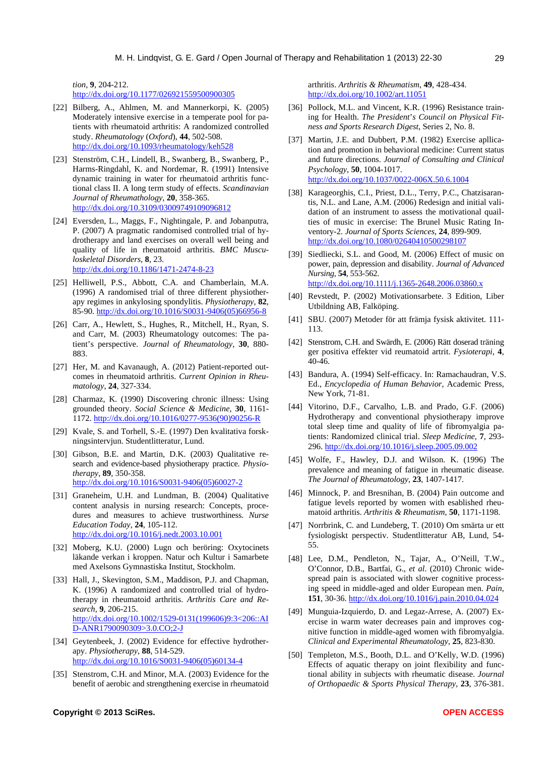*tion*, **9**, 204-212.
http://dx.doi.org/10.1177/026921559500900305

[22] Bilberg, A., Ahlmen, M. and Mannerkorpi, K. (2005) Moderately intensive exercise in a temperate pool for patients with rheumatoid arthritis: A randomized controlled study. *Rheumatology* (*Oxford*), **44**, 502-508. http://dx.doi.org/10.1093/rheumatology/keh528

[23] Stenström, C.H., Lindell, B., Swanberg, B., Swanberg, P., Harms-Ringdahl, K. and Nordemar, R. (1991) Intensive dynamic training in water for rheumatoid arthritis functional class II. A long term study of effects. *Scandinavian Journal of Rheumathology*, **20**, 358-365. http://dx.doi.org/10.3109/03009749109096812

[24] Eversden, L., Maggs, F., Nightingale, P. and Jobanputra, P. (2007) A pragmatic randomised controlled trial of hydrotherapy and land exercises on overall well being and quality of life in rheumatoid arthritis. *BMC Musculoskeletal Disorders*, **8**, 23. http://dx.doi.org/10.1186/1471-2474-8-23

[25] Helliwell, P.S., Abbott, C.A. and Chamberlain, M.A. (1996) A randomised trial of three different physiotherapy regimes in ankylosing spondylitis. *Physiotherapy*, **82**, 85-90. http://dx.doi.org/10.1016/S0031-9406(05)66956-8

[26] Carr, A., Hewlett, S., Hughes, R., Mitchell, H., Ryan, S. and Carr, M. (2003) Rheumatology outcomes: The patient's perspective. *Journal of Rheumatology*, **30**, 880-883.

[27] Her, M. and Kavanaugh, A. (2012) Patient-reported outcomes in rheumatoid arthritis. *Current Opinion in Rheumatology*, **24**, 327-334.

[28] Charmaz, K. (1990) Discovering chronic illness: Using grounded theory. *Social Science & Medicine*, **30**, 1161-1172. http://dx.doi.org/10.1016/0277-9536(90)90256-R

[29] Kvale, S. and Torhell, S.-E. (1997) Den kvalitativa forskningsintervjun. Studentlitteratur, Lund.

[30] Gibson, B.E. and Martin, D.K. (2003) Qualitative research and evidence-based physiotherapy practice. *Physiotherapy*, **89**, 350-358. http://dx.doi.org/10.1016/S0031-9406(05)60027-2

[31] Graneheim, U.H. and Lundman, B. (2004) Qualitative content analysis in nursing research: Concepts, procedures and measures to achieve trustworthiness. *Nurse Education Today*, **24**, 105-112. http://dx.doi.org/10.1016/j.nedt.2003.10.001

[32] Moberg, K.U. (2000) Lugn och beröring: Oxytocinets läkande verkan i kroppen. Natur och Kultur i Samarbete med Axelsons Gymnastiska Institut, Stockholm.

[33] Hall, J., Skevington, S.M., Maddison, P.J. and Chapman, K. (1996) A randomized and controlled trial of hydrotherapy in rheumatoid arthritis. *Arthritis Care and Research*, **9**, 206-215. http://dx.doi.org/10.1002/1529-0131(199606)9:3<206::AID-ANR1790090309>3.0.CO;2-J

[34] Geytenbeek, J. (2002) Evidence for effective hydrotherapy. *Physiotherapy*, **88**, 514-529. http://dx.doi.org/10.1016/S0031-9406(05)60134-4

[35] Stenstrom, C.H. and Minor, M.A. (2003) Evidence for the benefit of aerobic and strengthening exercise in rheumatoid arthritis. *Arthritis & Rheumatism*, **49**, 428-434. http://dx.doi.org/10.1002/art.11051

[36] Pollock, M.L. and Vincent, K.R. (1996) Resistance training for Health. *The President's Council on Physical Fitness and Sports Research Digest*, Series 2, No. 8.

[37] Martin, J.E. and Dubbert, P.M. (1982) Exercise apllication and promotion in behavioral medicine: Current status and future directions. *Journal of Consulting and Clinical Psychology*, **50**, 1004-1017. http://dx.doi.org/10.1037/0022-006X.50.6.1004

[38] Karageorghis, C.I., Priest, D.L., Terry, P.C., Chatzisarantis, N.L. and Lane, A.M. (2006) Redesign and initial validation of an instrument to assess the motivational qualities of music in exercise: The Brunel Music Rating Inventory-2. *Journal of Sports Sciences*, **24**, 899-909. http://dx.doi.org/10.1080/02640410500298107

[39] Siedliecki, S.L. and Good, M. (2006) Effect of music on power, pain, depression and disability. *Journal of Advanced Nursing*, **54**, 553-562. http://dx.doi.org/10.1111/j.1365-2648.2006.03860.x

[40] Revstedt, P. (2002) Motivationsarbete. 3 Edition, Liber Utbildning AB, Falköping.

[41] SBU. (2007) Metoder för att främja fysisk aktivitet. 111-113.

[42] Stenstrom, C.H. and Swärdh, E. (2006) Rätt doserad träning ger positiva effekter vid reumatoid artrit. *Fysioterapi*, **4**, 40-46.

[43] Bandura, A. (1994) Self-efficacy. In: Ramachaudran, V.S. Ed., *Encyclopedia of Human Behavior*, Academic Press, New York, 71-81.

[44] Vitorino, D.F., Carvalho, L.B. and Prado, G.F. (2006) Hydrotherapy and conventional physiotherapy improve total sleep time and quality of life of fibromyalgia patients: Randomized clinical trial. *Sleep Medicine*, **7**, 293-296. http://dx.doi.org/10.1016/j.sleep.2005.09.002

[45] Wolfe, F., Hawley, D.J. and Wilson. K. (1996) The prevalence and meaning of fatigue in rheumatic disease. *The Journal of Rheumatology*, **23**, 1407-1417.

[46] Minnock, P. and Bresnihan, B. (2004) Pain outcome and fatigue levels reported by women with established rheumatoid arthritis. *Arthritis & Rheumatism*, **50**, 1171-1198.

[47] Norrbrink, C. and Lundeberg, T. (2010) Om smärta ur ett fysiologiskt perspectiv. Studentlitteratur AB, Lund, 54-55.

[48] Lee, D.M., Pendleton, N., Tajar, A., O'Neill, T.W., O'Connor, D.B., Bartfai, G., *et al.* (2010) Chronic widespread pain is associated with slower cognitive processing speed in middle-aged and older European men. *Pain*, **151**, 30-36. http://dx.doi.org/10.1016/j.pain.2010.04.024

[49] Munguia-Izquierdo, D. and Legaz-Arrese, A. (2007) Exercise in warm water decreases pain and improves cognitive function in middle-aged women with fibromyalgia. *Clinical and Experimental Rheumatology*, **25**, 823-830.

[50] Templeton, M.S., Booth, D.L. and O'Kelly, W.D. (1996) Effects of aquatic therapy on joint flexibility and functional ability in subjects with rheumatic disease. *Journal of Orthopaedic & Sports Physical Therapy*, **23**, 376-381.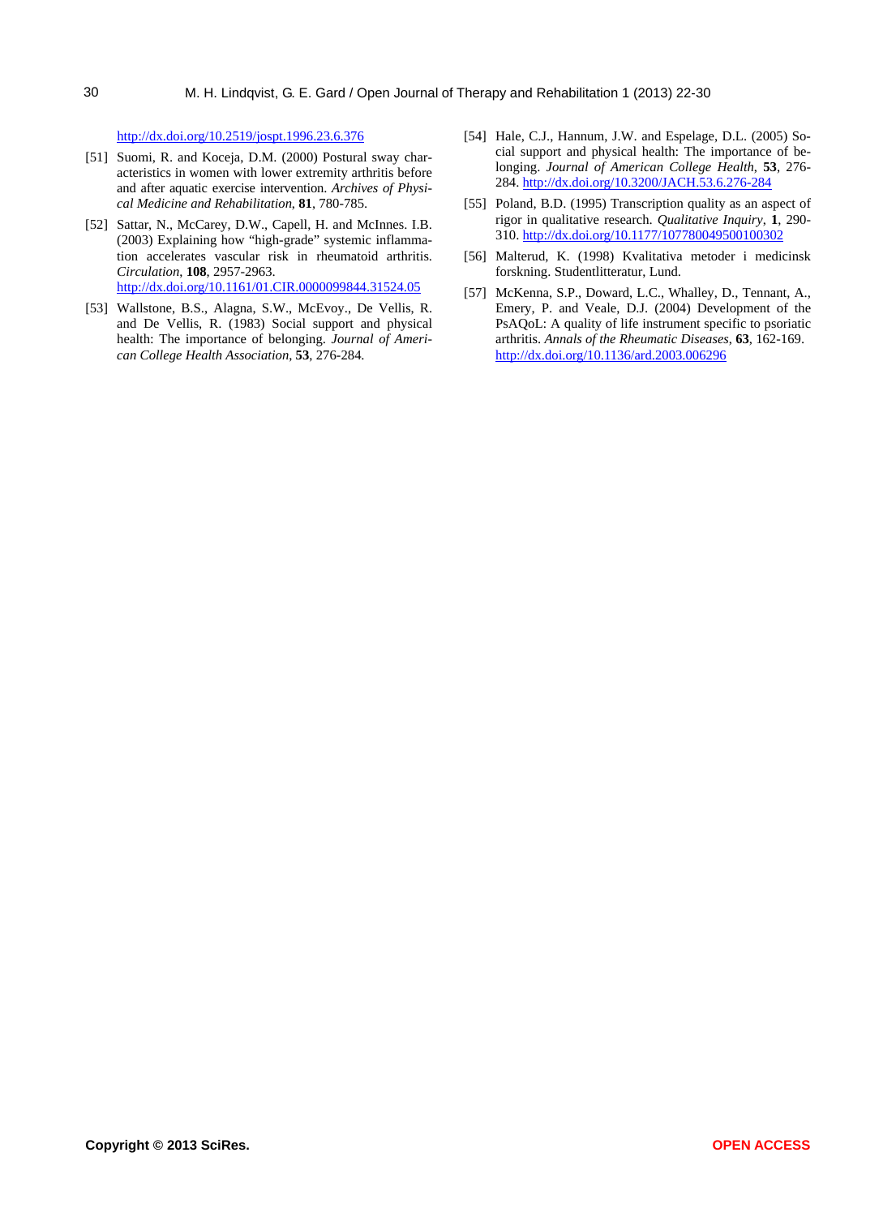http://dx.doi.org/10.2519/jospt.1996.23.6.376

[51] Suomi, R. and Koceja, D.M. (2000) Postural sway characteristics in women with lower extremity arthritis before and after aquatic exercise intervention. *Archives of Physical Medicine and Rehabilitation*, **81**, 780-785.

[52] Sattar, N., McCarey, D.W., Capell, H. and McInnes. I.B. (2003) Explaining how "high-grade" systemic inflammation accelerates vascular risk in rheumatoid arthritis. *Circulation*, **108**, 2957-2963. http://dx.doi.org/10.1161/01.CIR.0000099844.31524.05

[53] Wallstone, B.S., Alagna, S.W., McEvoy., De Vellis, R. and De Vellis, R. (1983) Social support and physical health: The importance of belonging. *Journal of American College Health Association*, **53**, 276-284.

[54] Hale, C.J., Hannum, J.W. and Espelage, D.L. (2005) Social support and physical health: The importance of belonging. *Journal of American College Health*, **53**, 276-284. http://dx.doi.org/10.3200/JACH.53.6.276-284

[55] Poland, B.D. (1995) Transcription quality as an aspect of rigor in qualitative research. *Qualitative Inquiry*, **1**, 290-310. http://dx.doi.org/10.1177/107780049500100302

[56] Malterud, K. (1998) Kvalitativa metoder i medicinsk forskning. Studentlitteratur, Lund.

[57] McKenna, S.P., Doward, L.C., Whalley, D., Tennant, A., Emery, P. and Veale, D.J. (2004) Development of the PsAQoL: A quality of life instrument specific to psoriatic arthritis. *Annals of the Rheumatic Diseases*, **63**, 162-169. http://dx.doi.org/10.1136/ard.2003.006296